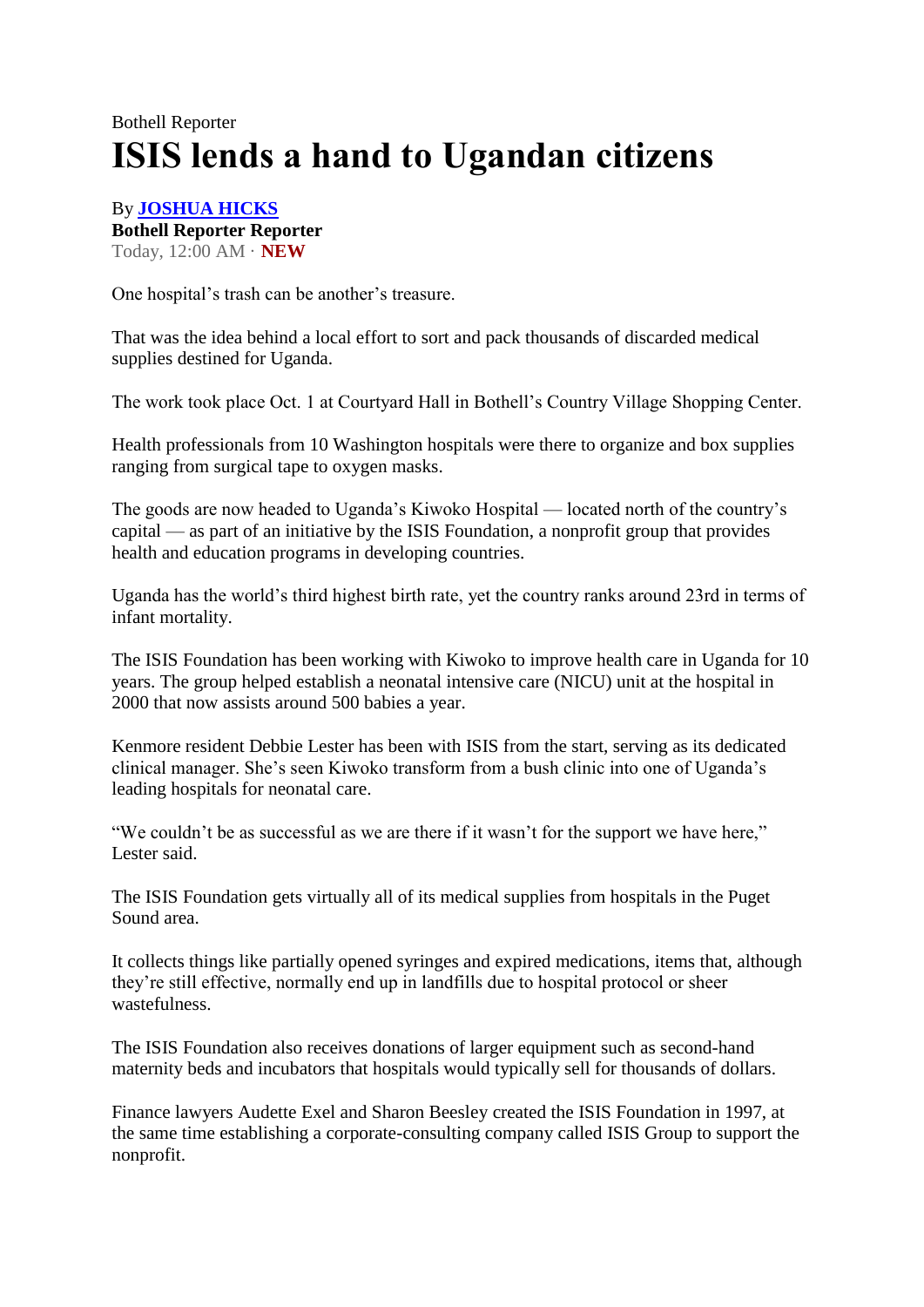Bothell Reporter

# ISIS lends a hand to Ugandan citizens

By **JOSHUA HICKS**
**Bothell Reporter Reporter**
Today, 12:00 AM · **NEW**

One hospital's trash can be another's treasure.

That was the idea behind a local effort to sort and pack thousands of discarded medical supplies destined for Uganda.

The work took place Oct. 1 at Courtyard Hall in Bothell's Country Village Shopping Center.

Health professionals from 10 Washington hospitals were there to organize and box supplies ranging from surgical tape to oxygen masks.

The goods are now headed to Uganda's Kiwoko Hospital — located north of the country's capital — as part of an initiative by the ISIS Foundation, a nonprofit group that provides health and education programs in developing countries.

Uganda has the world's third highest birth rate, yet the country ranks around 23rd in terms of infant mortality.

The ISIS Foundation has been working with Kiwoko to improve health care in Uganda for 10 years. The group helped establish a neonatal intensive care (NICU) unit at the hospital in 2000 that now assists around 500 babies a year.

Kenmore resident Debbie Lester has been with ISIS from the start, serving as its dedicated clinical manager. She's seen Kiwoko transform from a bush clinic into one of Uganda's leading hospitals for neonatal care.

"We couldn't be as successful as we are there if it wasn't for the support we have here," Lester said.

The ISIS Foundation gets virtually all of its medical supplies from hospitals in the Puget Sound area.

It collects things like partially opened syringes and expired medications, items that, although they're still effective, normally end up in landfills due to hospital protocol or sheer wastefulness.

The ISIS Foundation also receives donations of larger equipment such as second-hand maternity beds and incubators that hospitals would typically sell for thousands of dollars.

Finance lawyers Audette Exel and Sharon Beesley created the ISIS Foundation in 1997, at the same time establishing a corporate-consulting company called ISIS Group to support the nonprofit.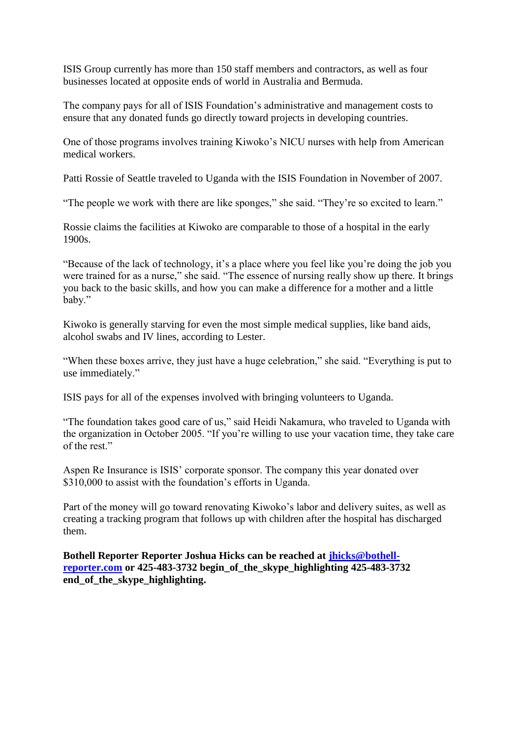ISIS Group currently has more than 150 staff members and contractors, as well as four businesses located at opposite ends of world in Australia and Bermuda.

The company pays for all of ISIS Foundation's administrative and management costs to ensure that any donated funds go directly toward projects in developing countries.

One of those programs involves training Kiwoko's NICU nurses with help from American medical workers.

Patti Rossie of Seattle traveled to Uganda with the ISIS Foundation in November of 2007.

"The people we work with there are like sponges," she said. "They're so excited to learn."

Rossie claims the facilities at Kiwoko are comparable to those of a hospital in the early 1900s.

"Because of the lack of technology, it's a place where you feel like you're doing the job you were trained for as a nurse," she said. "The essence of nursing really show up there. It brings you back to the basic skills, and how you can make a difference for a mother and a little baby."

Kiwoko is generally starving for even the most simple medical supplies, like band aids, alcohol swabs and IV lines, according to Lester.

"When these boxes arrive, they just have a huge celebration," she said. "Everything is put to use immediately."

ISIS pays for all of the expenses involved with bringing volunteers to Uganda.

"The foundation takes good care of us," said Heidi Nakamura, who traveled to Uganda with the organization in October 2005. "If you're willing to use your vacation time, they take care of the rest."

Aspen Re Insurance is ISIS' corporate sponsor. The company this year donated over $310,000 to assist with the foundation's efforts in Uganda.

Part of the money will go toward renovating Kiwoko's labor and delivery suites, as well as creating a tracking program that follows up with children after the hospital has discharged them.

**Bothell Reporter Reporter Joshua Hicks can be reached at [jhicks@bothell-reporter.com](mailto:jhicks@bothell-reporter.com) or 425-483-3732 begin_of_the_skype_highlighting 425-483-3732 end_of_the_skype_highlighting.**